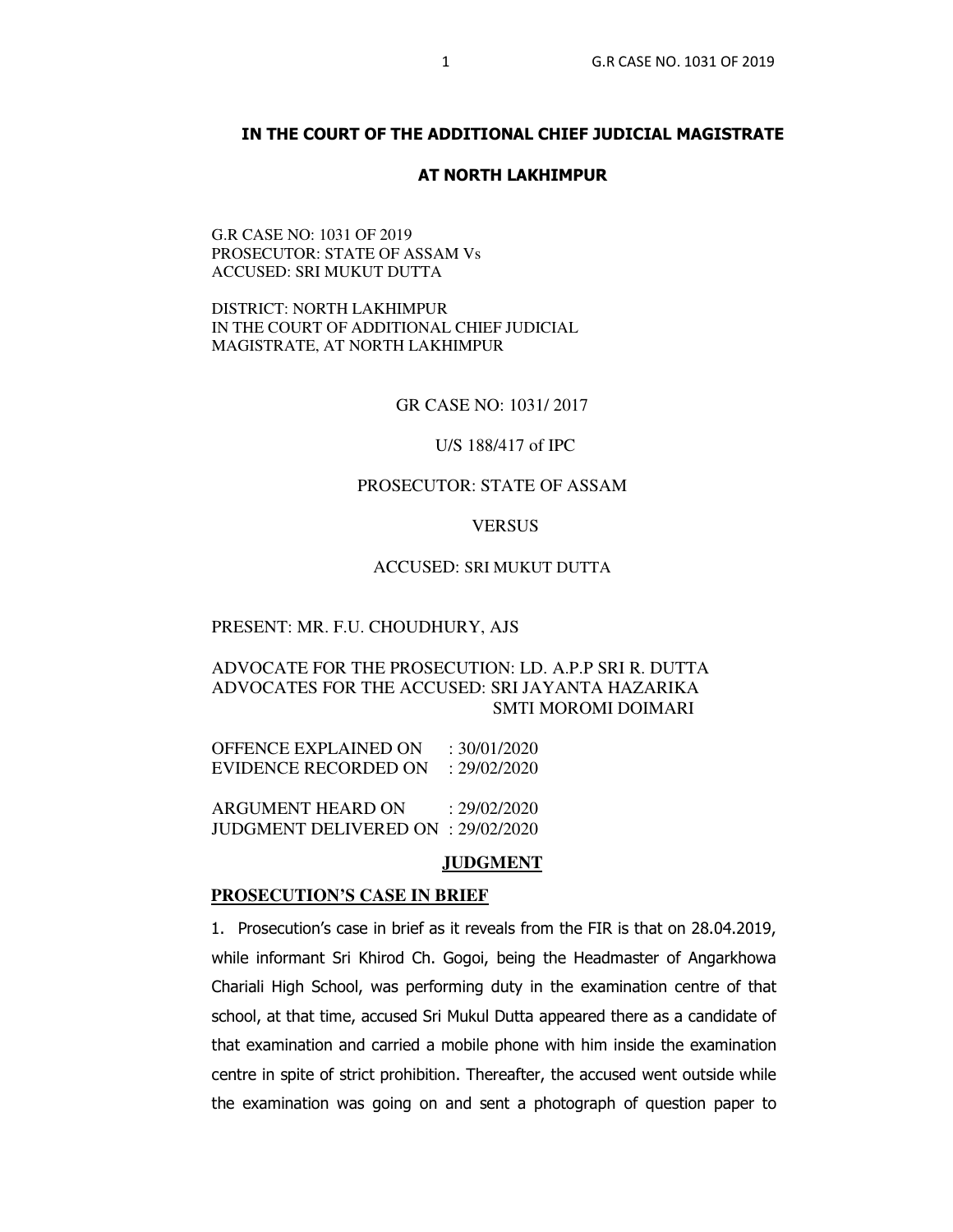## IN THE COURT OF THE ADDITIONAL CHIEF JUDICIAL MAGISTRATE

## AT NORTH LAKHIMPUR

G.R CASE NO: 1031 OF 2019
PROSECUTOR: STATE OF ASSAM Vs
ACCUSED: SRI MUKUT DUTTA

DISTRICT: NORTH LAKHIMPUR
IN THE COURT OF ADDITIONAL CHIEF JUDICIAL MAGISTRATE, AT NORTH LAKHIMPUR

GR CASE NO: 1031/ 2017

U/S 188/417 of IPC

PROSECUTOR: STATE OF ASSAM

VERSUS

ACCUSED: SRI MUKUT DUTTA

PRESENT: MR. F.U. CHOUDHURY, AJS

ADVOCATE FOR THE PROSECUTION: LD. A.P.P SRI R. DUTTA
ADVOCATES FOR THE ACCUSED: SRI JAYANTA HAZARIKA
SMTI MOROMI DOIMARI

OFFENCE EXPLAINED ON : 30/01/2020
EVIDENCE RECORDED ON : 29/02/2020

ARGUMENT HEARD ON : 29/02/2020
JUDGMENT DELIVERED ON : 29/02/2020

**JUDGMENT**

**PROSECUTION'S CASE IN BRIEF**

1. Prosecution's case in brief as it reveals from the FIR is that on 28.04.2019, while informant Sri Khirod Ch. Gogoi, being the Headmaster of Angarkhowa Chariali High School, was performing duty in the examination centre of that school, at that time, accused Sri Mukul Dutta appeared there as a candidate of that examination and carried a mobile phone with him inside the examination centre in spite of strict prohibition. Thereafter, the accused went outside while the examination was going on and sent a photograph of question paper to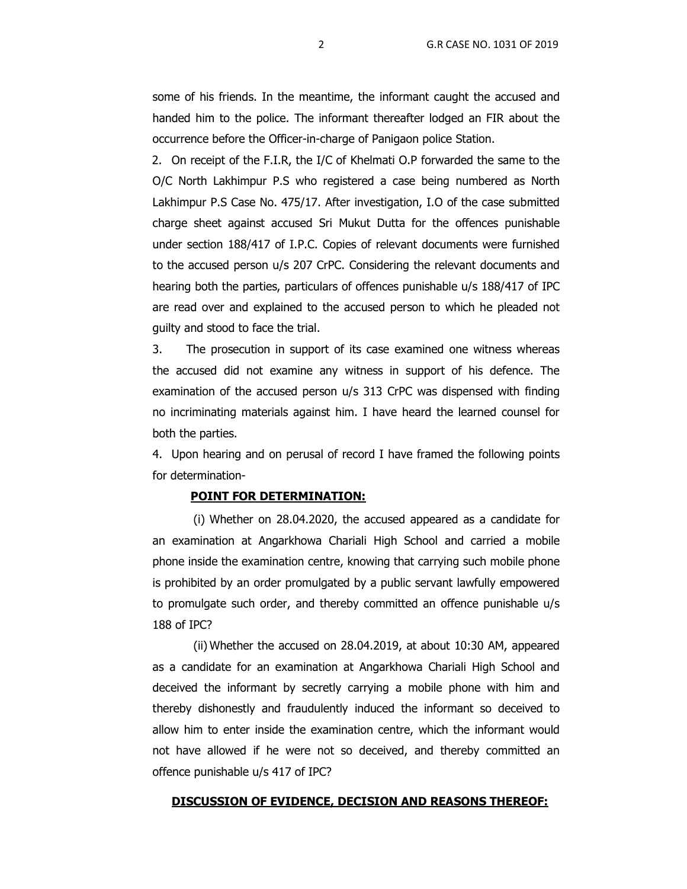some of his friends. In the meantime, the informant caught the accused and handed him to the police. The informant thereafter lodged an FIR about the occurrence before the Officer-in-charge of Panigaon police Station.

2. On receipt of the F.I.R, the I/C of Khelmati O.P forwarded the same to the O/C North Lakhimpur P.S who registered a case being numbered as North Lakhimpur P.S Case No. 475/17. After investigation, I.O of the case submitted charge sheet against accused Sri Mukut Dutta for the offences punishable under section 188/417 of I.P.C. Copies of relevant documents were furnished to the accused person u/s 207 CrPC. Considering the relevant documents and hearing both the parties, particulars of offences punishable u/s 188/417 of IPC are read over and explained to the accused person to which he pleaded not guilty and stood to face the trial.

3. The prosecution in support of its case examined one witness whereas the accused did not examine any witness in support of his defence. The examination of the accused person u/s 313 CrPC was dispensed with finding no incriminating materials against him. I have heard the learned counsel for both the parties.

4. Upon hearing and on perusal of record I have framed the following points for determination-

**POINT FOR DETERMINATION:**

(i) Whether on 28.04.2020, the accused appeared as a candidate for an examination at Angarkhowa Chariali High School and carried a mobile phone inside the examination centre, knowing that carrying such mobile phone is prohibited by an order promulgated by a public servant lawfully empowered to promulgate such order, and thereby committed an offence punishable u/s 188 of IPC?

(ii) Whether the accused on 28.04.2019, at about 10:30 AM, appeared as a candidate for an examination at Angarkhowa Chariali High School and deceived the informant by secretly carrying a mobile phone with him and thereby dishonestly and fraudulently induced the informant so deceived to allow him to enter inside the examination centre, which the informant would not have allowed if he were not so deceived, and thereby committed an offence punishable u/s 417 of IPC?

**DISCUSSION OF EVIDENCE, DECISION AND REASONS THEREOF:**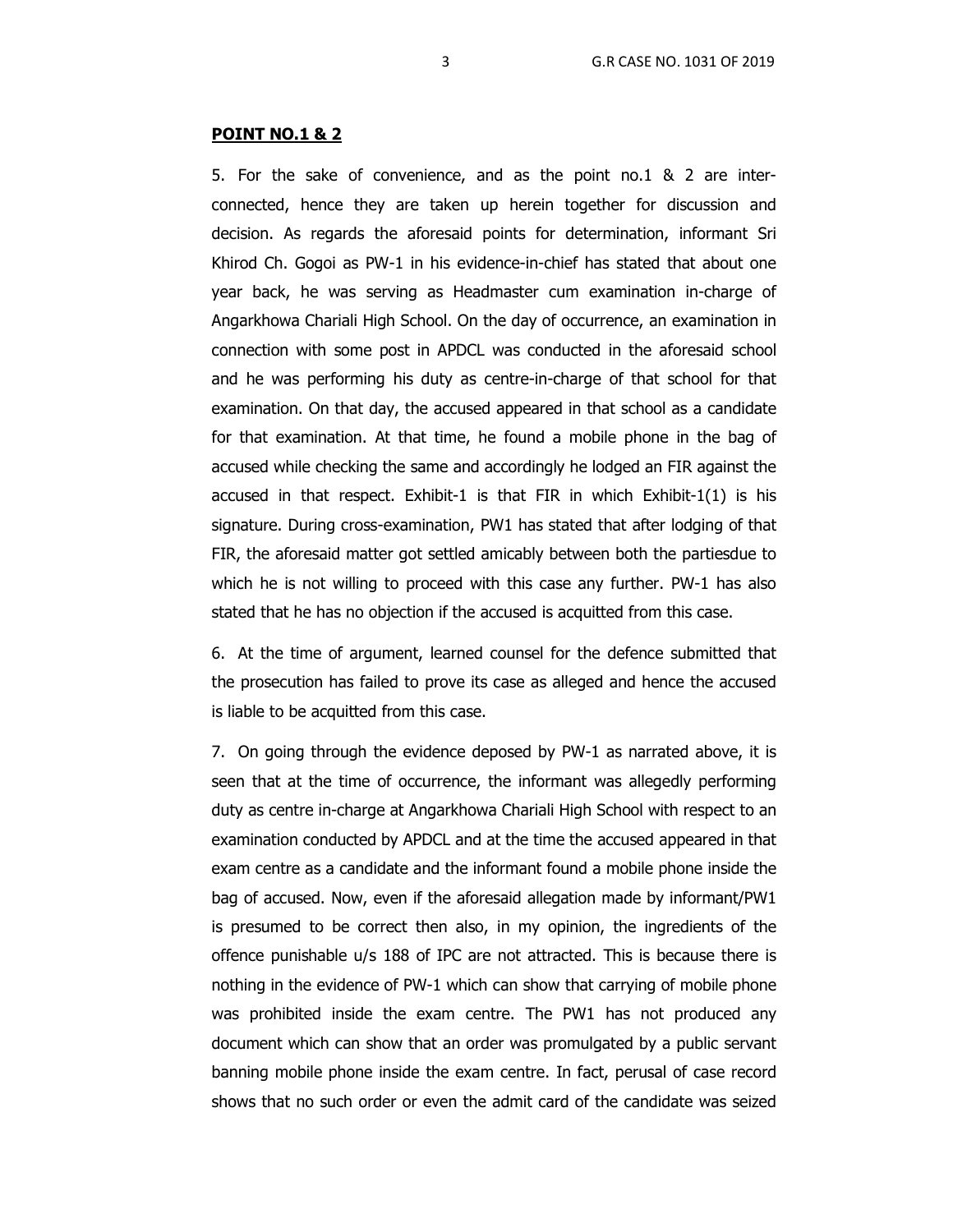## POINT NO.1 & 2

5. For the sake of convenience, and as the point no.1 & 2 are inter-connected, hence they are taken up herein together for discussion and decision. As regards the aforesaid points for determination, informant Sri Khirod Ch. Gogoi as PW-1 in his evidence-in-chief has stated that about one year back, he was serving as Headmaster cum examination in-charge of Angarkhowa Chariali High School. On the day of occurrence, an examination in connection with some post in APDCL was conducted in the aforesaid school and he was performing his duty as centre-in-charge of that school for that examination. On that day, the accused appeared in that school as a candidate for that examination. At that time, he found a mobile phone in the bag of accused while checking the same and accordingly he lodged an FIR against the accused in that respect. Exhibit-1 is that FIR in which Exhibit-1(1) is his signature. During cross-examination, PW1 has stated that after lodging of that FIR, the aforesaid matter got settled amicably between both the partiesdue to which he is not willing to proceed with this case any further. PW-1 has also stated that he has no objection if the accused is acquitted from this case.

6. At the time of argument, learned counsel for the defence submitted that the prosecution has failed to prove its case as alleged and hence the accused is liable to be acquitted from this case.

7. On going through the evidence deposed by PW-1 as narrated above, it is seen that at the time of occurrence, the informant was allegedly performing duty as centre in-charge at Angarkhowa Chariali High School with respect to an examination conducted by APDCL and at the time the accused appeared in that exam centre as a candidate and the informant found a mobile phone inside the bag of accused. Now, even if the aforesaid allegation made by informant/PW1 is presumed to be correct then also, in my opinion, the ingredients of the offence punishable u/s 188 of IPC are not attracted. This is because there is nothing in the evidence of PW-1 which can show that carrying of mobile phone was prohibited inside the exam centre. The PW1 has not produced any document which can show that an order was promulgated by a public servant banning mobile phone inside the exam centre. In fact, perusal of case record shows that no such order or even the admit card of the candidate was seized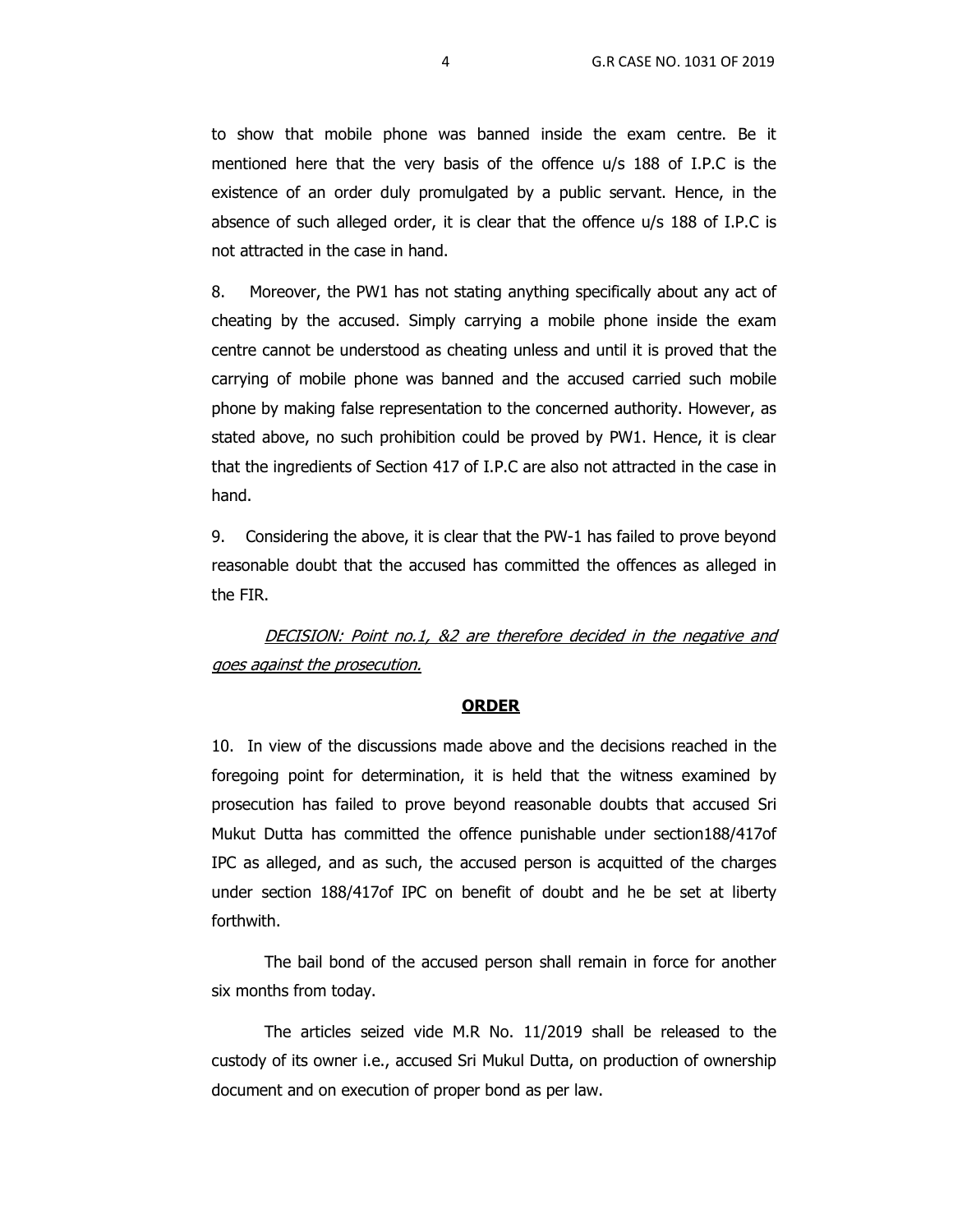to show that mobile phone was banned inside the exam centre. Be it mentioned here that the very basis of the offence u/s 188 of I.P.C is the existence of an order duly promulgated by a public servant. Hence, in the absence of such alleged order, it is clear that the offence u/s 188 of I.P.C is not attracted in the case in hand.

8. Moreover, the PW1 has not stating anything specifically about any act of cheating by the accused. Simply carrying a mobile phone inside the exam centre cannot be understood as cheating unless and until it is proved that the carrying of mobile phone was banned and the accused carried such mobile phone by making false representation to the concerned authority. However, as stated above, no such prohibition could be proved by PW1. Hence, it is clear that the ingredients of Section 417 of I.P.C are also not attracted in the case in hand.

9. Considering the above, it is clear that the PW-1 has failed to prove beyond reasonable doubt that the accused has committed the offences as alleged in the FIR.

*DECISION: Point no.1, &2 are therefore decided in the negative and goes against the prosecution.*

**ORDER**

10. In view of the discussions made above and the decisions reached in the foregoing point for determination, it is held that the witness examined by prosecution has failed to prove beyond reasonable doubts that accused Sri Mukut Dutta has committed the offence punishable under section188/417of IPC as alleged, and as such, the accused person is acquitted of the charges under section 188/417of IPC on benefit of doubt and he be set at liberty forthwith.

The bail bond of the accused person shall remain in force for another six months from today.

The articles seized vide M.R No. 11/2019 shall be released to the custody of its owner i.e., accused Sri Mukul Dutta, on production of ownership document and on execution of proper bond as per law.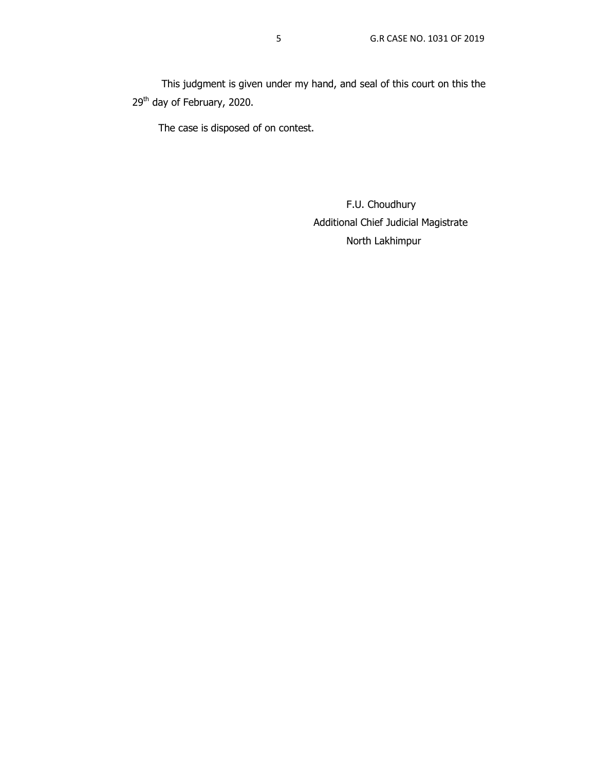This judgment is given under my hand, and seal of this court on this the 29th day of February, 2020.

The case is disposed of on contest.

F.U. Choudhury
Additional Chief Judicial Magistrate
North Lakhimpur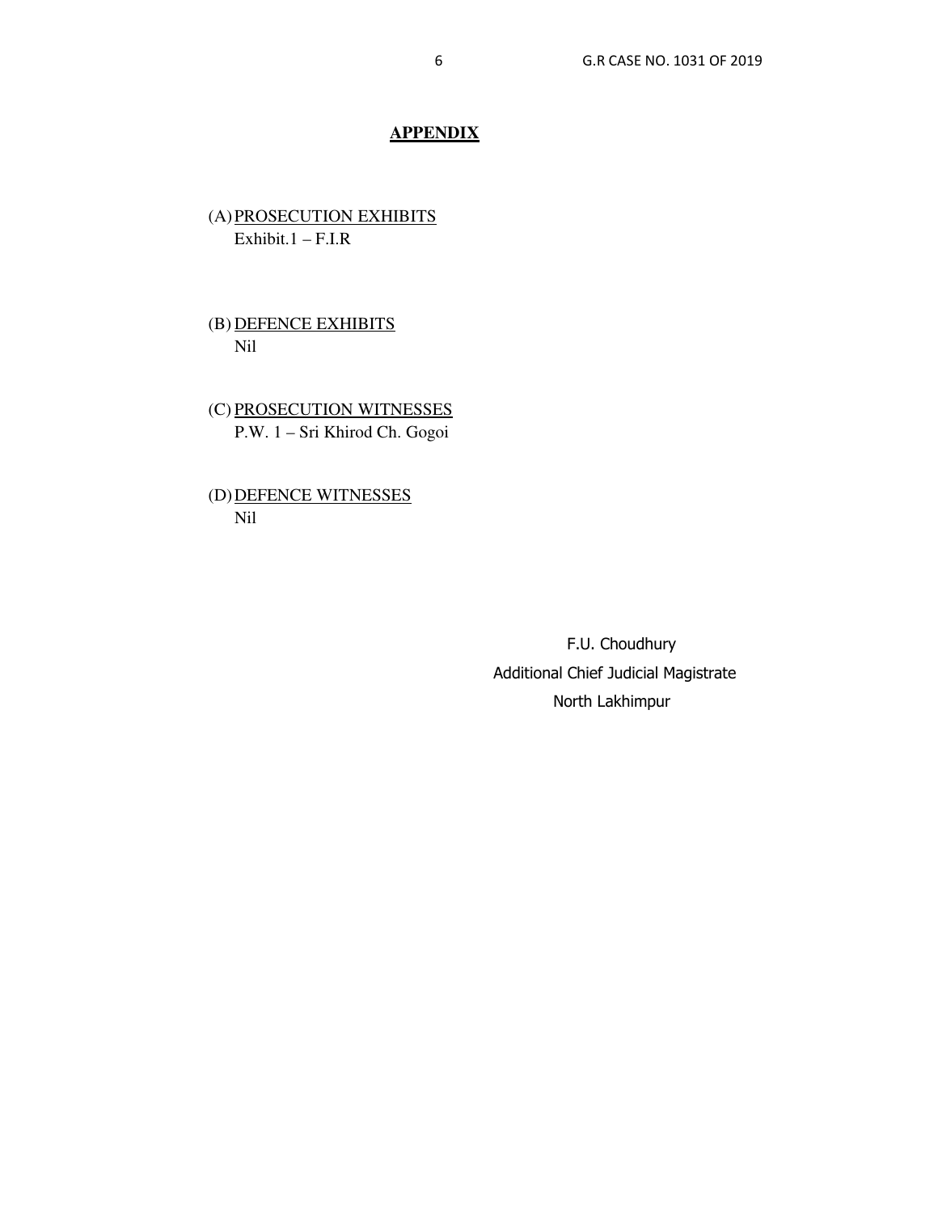## **APPENDIX**

(A) PROSECUTION EXHIBITS
Exhibit.1 – F.I.R

(B) DEFENCE EXHIBITS
Nil

(C) PROSECUTION WITNESSES
P.W. 1 – Sri Khirod Ch. Gogoi

(D) DEFENCE WITNESSES
Nil

F.U. Choudhury
Additional Chief Judicial Magistrate
North Lakhimpur